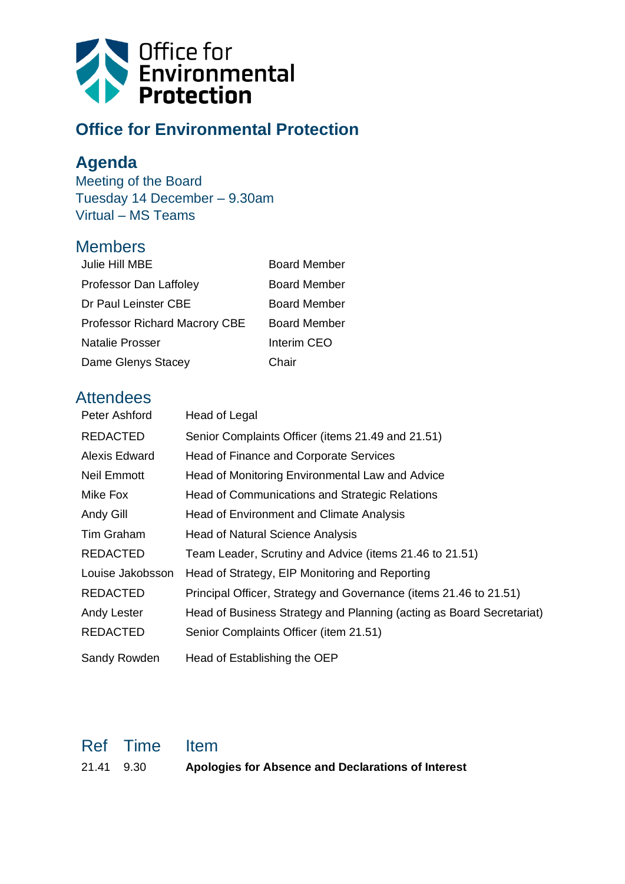Office for Environmental Protection

# Office for Environmental Protection

## Agenda

Meeting of the Board
Tuesday 14 December – 9.30am
Virtual – MS Teams

## Members

| | |
|---|---|
| Julie Hill MBE | Board Member |
| Professor Dan Laffoley | Board Member |
| Dr Paul Leinster CBE | Board Member |
| Professor Richard Macrory CBE | Board Member |
| Natalie Prosser | Interim CEO |
| Dame Glenys Stacey | Chair |

## Attendees

| | |
|---|---|
| Peter Ashford | Head of Legal |
| REDACTED | Senior Complaints Officer (items 21.49 and 21.51) |
| Alexis Edward | Head of Finance and Corporate Services |
| Neil Emmott | Head of Monitoring Environmental Law and Advice |
| Mike Fox | Head of Communications and Strategic Relations |
| Andy Gill | Head of Environment and Climate Analysis |
| Tim Graham | Head of Natural Science Analysis |
| REDACTED | Team Leader, Scrutiny and Advice (items 21.46 to 21.51) |
| Louise Jakobsson | Head of Strategy, EIP Monitoring and Reporting |
| REDACTED | Principal Officer, Strategy and Governance (items 21.46 to 21.51) |
| Andy Lester | Head of Business Strategy and Planning (acting as Board Secretariat) |
| REDACTED | Senior Complaints Officer (item 21.51) |
| Sandy Rowden | Head of Establishing the OEP |

| Ref | Time | Item |
|---|---|---|
| 21.41 | 9.30 | **Apologies for Absence and Declarations of Interest** |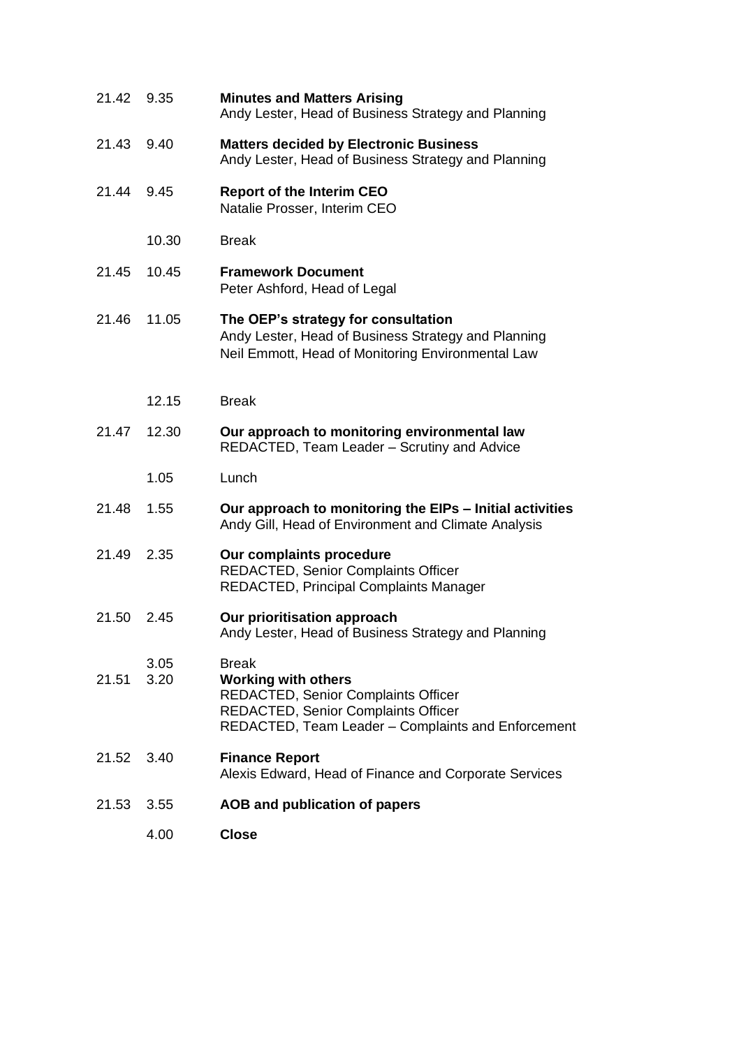| | | |
|---|---|---|
| 21.42 | 9.35 | **Minutes and Matters Arising**<br>Andy Lester, Head of Business Strategy and Planning |
| 21.43 | 9.40 | **Matters decided by Electronic Business**<br>Andy Lester, Head of Business Strategy and Planning |
| 21.44 | 9.45 | **Report of the Interim CEO**<br>Natalie Prosser, Interim CEO |
| | 10.30 | Break |
| 21.45 | 10.45 | **Framework Document**<br>Peter Ashford, Head of Legal |
| 21.46 | 11.05 | **The OEP's strategy for consultation**<br>Andy Lester, Head of Business Strategy and Planning<br>Neil Emmott, Head of Monitoring Environmental Law |
| | 12.15 | Break |
| 21.47 | 12.30 | **Our approach to monitoring environmental law**<br>REDACTED, Team Leader – Scrutiny and Advice |
| | 1.05 | Lunch |
| 21.48 | 1.55 | **Our approach to monitoring the EIPs – Initial activities**<br>Andy Gill, Head of Environment and Climate Analysis |
| 21.49 | 2.35 | **Our complaints procedure**<br>REDACTED, Senior Complaints Officer<br>REDACTED, Principal Complaints Manager |
| 21.50 | 2.45 | **Our prioritisation approach**<br>Andy Lester, Head of Business Strategy and Planning |
| | 3.05 | Break |
| 21.51 | 3.20 | **Working with others**<br>REDACTED, Senior Complaints Officer<br>REDACTED, Senior Complaints Officer<br>REDACTED, Team Leader – Complaints and Enforcement |
| 21.52 | 3.40 | **Finance Report**<br>Alexis Edward, Head of Finance and Corporate Services |
| 21.53 | 3.55 | **AOB and publication of papers** |
| | 4.00 | **Close** |